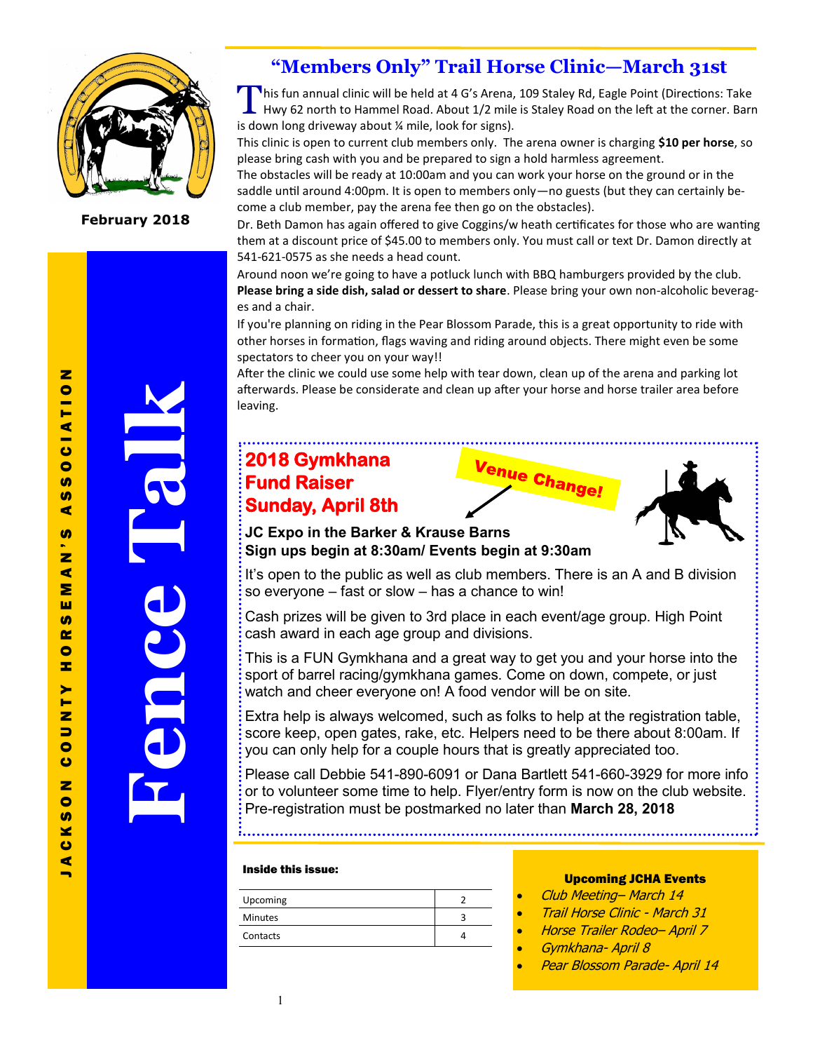# Fence Talk

**JACKSON COUNTY HORSEMAN'S ASSOCIATION**

**February 2018**

## "Members Only" Trail Horse Clinic—March 31st

This fun annual clinic will be held at 4 G's Arena, 109 Staley Rd, Eagle Point (Directions: Take Hwy 62 north to Hammel Road. About 1/2 mile is Staley Road on the left at the corner. Barn is down long driveway about ¼ mile, look for signs).

This clinic is open to current club members only. The arena owner is charging **$10 per horse**, so please bring cash with you and be prepared to sign a hold harmless agreement.

The obstacles will be ready at 10:00am and you can work your horse on the ground or in the saddle until around 4:00pm. It is open to members only—no guests (but they can certainly become a club member, pay the arena fee then go on the obstacles).

Dr. Beth Damon has again offered to give Coggins/w heath certificates for those who are wanting them at a discount price of $45.00 to members only. You must call or text Dr. Damon directly at 541-621-0575 as she needs a head count.

Around noon we're going to have a potluck lunch with BBQ hamburgers provided by the club. **Please bring a side dish, salad or dessert to share**. Please bring your own non-alcoholic beverages and a chair.

If you're planning on riding in the Pear Blossom Parade, this is a great opportunity to ride with other horses in formation, flags waving and riding around objects. There might even be some spectators to cheer you on your way!!

After the clinic we could use some help with tear down, clean up of the arena and parking lot afterwards. Please be considerate and clean up after your horse and horse trailer area before leaving.

## 2018 Gymkhana Fund Raiser Sunday, April 8th

**Venue Change!**

**JC Expo in the Barker & Krause Barns**
**Sign ups begin at 8:30am/ Events begin at 9:30am**

It's open to the public as well as club members. There is an A and B division so everyone – fast or slow – has a chance to win!

Cash prizes will be given to 3rd place in each event/age group. High Point cash award in each age group and divisions.

This is a FUN Gymkhana and a great way to get you and your horse into the sport of barrel racing/gymkhana games. Come on down, compete, or just watch and cheer everyone on! A food vendor will be on site.

Extra help is always welcomed, such as folks to help at the registration table, score keep, open gates, rake, etc. Helpers need to be there about 8:00am. If you can only help for a couple hours that is greatly appreciated too.

Please call Debbie 541-890-6091 or Dana Bartlett 541-660-3929 for more info or to volunteer some time to help. Flyer/entry form is now on the club website. Pre-registration must be postmarked no later than **March 28, 2018**

**Inside this issue:**

| | |
|---|---|
| Upcoming | 2 |
| Minutes | 3 |
| Contacts | 4 |

**Upcoming JCHA Events**

- *Club Meeting– March 14*
- *Trail Horse Clinic - March 31*
- *Horse Trailer Rodeo– April 7*
- *Gymkhana- April 8*
- *Pear Blossom Parade- April 14*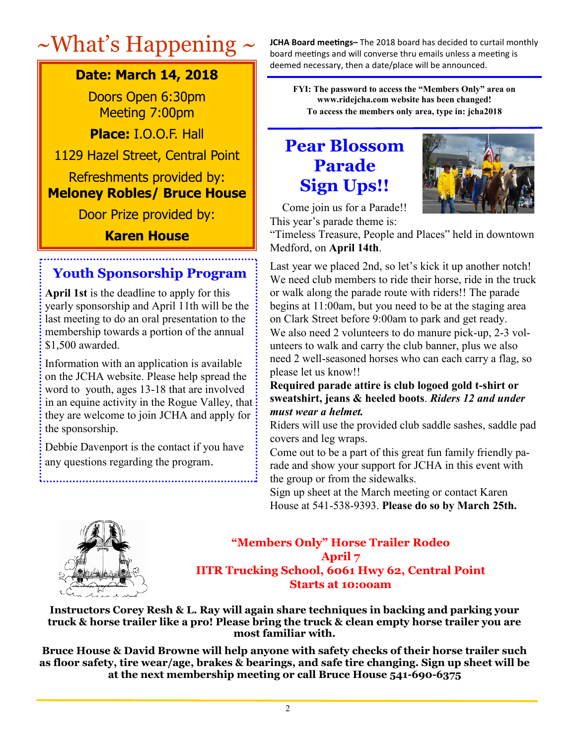# ~What's Happening ~

**Date: March 14, 2018**

Doors Open 6:30pm
Meeting 7:00pm

**Place:** I.O.O.F. Hall

1129 Hazel Street, Central Point

Refreshments provided by:
**Meloney Robles/ Bruce House**

Door Prize provided by:

**Karen House**

## Youth Sponsorship Program

**April 1st** is the deadline to apply for this yearly sponsorship and April 11th will be the last meeting to do an oral presentation to the membership towards a portion of the annual $1,500 awarded.

Information with an application is available on the JCHA website. Please help spread the word to youth, ages 13-18 that are involved in an equine activity in the Rogue Valley, that they are welcome to join JCHA and apply for the sponsorship.

Debbie Davenport is the contact if you have any questions regarding the program.

**JCHA Board meetings–** The 2018 board has decided to curtail monthly board meetings and will converse thru emails unless a meeting is deemed necessary, then a date/place will be announced.

**FYI: The password to access the "Members Only" area on www.ridejcha.com website has been changed! To access the members only area, type in: jcha2018**

## Pear Blossom Parade Sign Ups!!

Come join us for a Parade!! This year's parade theme is: "Timeless Treasure, People and Places" held in downtown Medford, on **April 14th**.

Last year we placed 2nd, so let's kick it up another notch! We need club members to ride their horse, ride in the truck or walk along the parade route with riders!! The parade begins at 11:00am, but you need to be at the staging area on Clark Street before 9:00am to park and get ready. We also need 2 volunteers to do manure pick-up, 2-3 volunteers to walk and carry the club banner, plus we also need 2 well-seasoned horses who can each carry a flag, so please let us know!!

**Required parade attire is club logoed gold t-shirt or sweatshirt, jeans & heeled boots**. ***Riders 12 and under must wear a helmet.***

Riders will use the provided club saddle sashes, saddle pad covers and leg wraps.

Come out to be a part of this great fun family friendly parade and show your support for JCHA in this event with the group or from the sidewalks.

Sign up sheet at the March meeting or contact Karen House at 541-538-9393. **Please do so by March 25th.**

## "Members Only" Horse Trailer Rodeo
**April 7**
**IITR Trucking School, 6061 Hwy 62, Central Point**
**Starts at 10:00am**

**Instructors Corey Resh & L. Ray will again share techniques in backing and parking your truck & horse trailer like a pro! Please bring the truck & clean empty horse trailer you are most familiar with.**

**Bruce House & David Browne will help anyone with safety checks of their horse trailer such as floor safety, tire wear/age, brakes & bearings, and safe tire changing. Sign up sheet will be at the next membership meeting or call Bruce House 541-690-6375**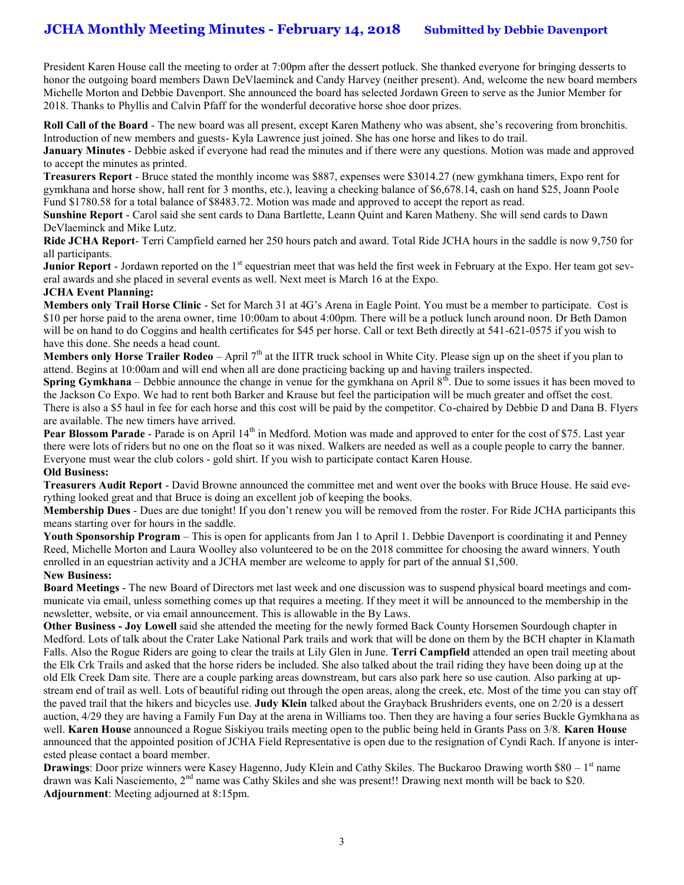# JCHA Monthly Meeting Minutes - February 14, 2018 Submitted by Debbie Davenport

President Karen House call the meeting to order at 7:00pm after the dessert potluck. She thanked everyone for bringing desserts to honor the outgoing board members Dawn DeVlaeminck and Candy Harvey (neither present). And, welcome the new board members Michelle Morton and Debbie Davenport. She announced the board has selected Jordawn Green to serve as the Junior Member for 2018. Thanks to Phyllis and Calvin Pfaff for the wonderful decorative horse shoe door prizes.

**Roll Call of the Board** - The new board was all present, except Karen Matheny who was absent, she's recovering from bronchitis. Introduction of new members and guests- Kyla Lawrence just joined. She has one horse and likes to do trail.

**January Minutes** - Debbie asked if everyone had read the minutes and if there were any questions. Motion was made and approved to accept the minutes as printed.

**Treasurers Report** - Bruce stated the monthly income was $887, expenses were $3014.27 (new gymkhana timers, Expo rent for gymkhana and horse show, hall rent for 3 months, etc.), leaving a checking balance of $6,678.14, cash on hand $25, Joann Poole Fund $1780.58 for a total balance of $8483.72. Motion was made and approved to accept the report as read.

**Sunshine Report** - Carol said she sent cards to Dana Bartlette, Leann Quint and Karen Matheny. She will send cards to Dawn DeVlaeminck and Mike Lutz.

**Ride JCHA Report**- Terri Campfield earned her 250 hours patch and award. Total Ride JCHA hours in the saddle is now 9,750 for all participants.

**Junior Report** - Jordawn reported on the 1st equestrian meet that was held the first week in February at the Expo. Her team got several awards and she placed in several events as well. Next meet is March 16 at the Expo.

**JCHA Event Planning:**

**Members only Trail Horse Clinic** - Set for March 31 at 4G's Arena in Eagle Point. You must be a member to participate. Cost is $10 per horse paid to the arena owner, time 10:00am to about 4:00pm. There will be a potluck lunch around noon. Dr Beth Damon will be on hand to do Coggins and health certificates for $45 per horse. Call or text Beth directly at 541-621-0575 if you wish to have this done. She needs a head count.

**Members only Horse Trailer Rodeo** – April 7th at the IITR truck school in White City. Please sign up on the sheet if you plan to attend. Begins at 10:00am and will end when all are done practicing backing up and having trailers inspected.

**Spring Gymkhana** – Debbie announce the change in venue for the gymkhana on April 8th. Due to some issues it has been moved to the Jackson Co Expo. We had to rent both Barker and Krause but feel the participation will be much greater and offset the cost. There is also a $5 haul in fee for each horse and this cost will be paid by the competitor. Co-chaired by Debbie D and Dana B. Flyers are available. The new timers have arrived.

**Pear Blossom Parade** - Parade is on April 14th in Medford. Motion was made and approved to enter for the cost of $75. Last year there were lots of riders but no one on the float so it was nixed. Walkers are needed as well as a couple people to carry the banner. Everyone must wear the club colors - gold shirt. If you wish to participate contact Karen House.

**Old Business:**

**Treasurers Audit Report** - David Browne announced the committee met and went over the books with Bruce House. He said everything looked great and that Bruce is doing an excellent job of keeping the books.

**Membership Dues** - Dues are due tonight! If you don't renew you will be removed from the roster. For Ride JCHA participants this means starting over for hours in the saddle.

**Youth Sponsorship Program** – This is open for applicants from Jan 1 to April 1. Debbie Davenport is coordinating it and Penney Reed, Michelle Morton and Laura Woolley also volunteered to be on the 2018 committee for choosing the award winners. Youth enrolled in an equestrian activity and a JCHA member are welcome to apply for part of the annual $1,500.

**New Business:**

**Board Meetings** - The new Board of Directors met last week and one discussion was to suspend physical board meetings and communicate via email, unless something comes up that requires a meeting. If they meet it will be announced to the membership in the newsletter, website, or via email announcement. This is allowable in the By Laws.

**Other Business - Joy Lowell** said she attended the meeting for the newly formed Back County Horsemen Sourdough chapter in Medford. Lots of talk about the Crater Lake National Park trails and work that will be done on them by the BCH chapter in Klamath Falls. Also the Rogue Riders are going to clear the trails at Lily Glen in June. **Terri Campfield** attended an open trail meeting about the Elk Crk Trails and asked that the horse riders be included. She also talked about the trail riding they have been doing up at the old Elk Creek Dam site. There are a couple parking areas downstream, but cars also park here so use caution. Also parking at upstream end of trail as well. Lots of beautiful riding out through the open areas, along the creek, etc. Most of the time you can stay off the paved trail that the hikers and bicycles use. **Judy Klein** talked about the Grayback Brushriders events, one on 2/20 is a dessert auction, 4/29 they are having a Family Fun Day at the arena in Williams too. Then they are having a four series Buckle Gymkhana as well. **Karen House** announced a Rogue Siskiyou trails meeting open to the public being held in Grants Pass on 3/8. **Karen House** announced that the appointed position of JCHA Field Representative is open due to the resignation of Cyndi Rach. If anyone is interested please contact a board member.

**Drawings**: Door prize winners were Kasey Hagenno, Judy Klein and Cathy Skiles. The Buckaroo Drawing worth $80 – 1st name drawn was Kali Nasciemento, 2nd name was Cathy Skiles and she was present!! Drawing next month will be back to $20.

**Adjournment**: Meeting adjourned at 8:15pm.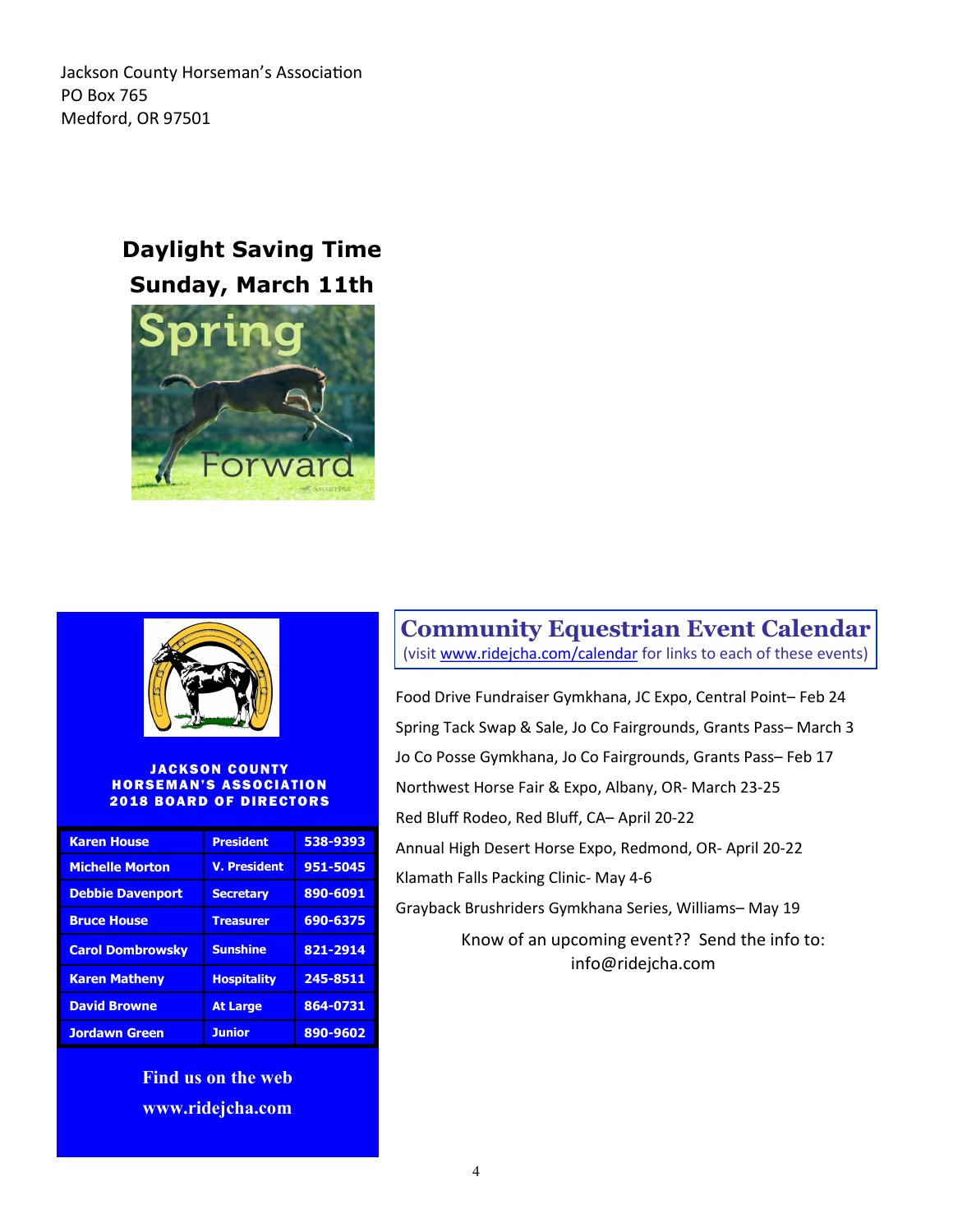Jackson County Horseman's Association
PO Box 765
Medford, OR 97501

## Daylight Saving Time
## Sunday, March 11th

Spring Forward

**JACKSON COUNTY HORSEMAN'S ASSOCIATION 2018 BOARD OF DIRECTORS**

| | | |
|---|---|---|
| Karen House | President | 538-9393 |
| Michelle Morton | V. President | 951-5045 |
| Debbie Davenport | Secretary | 890-6091 |
| Bruce House | Treasurer | 690-6375 |
| Carol Dombrowsky | Sunshine | 821-2914 |
| Karen Matheny | Hospitality | 245-8511 |
| David Browne | At Large | 864-0731 |
| Jordawn Green | Junior | 890-9602 |

**Find us on the web**
**www.ridejcha.com**

## Community Equestrian Event Calendar

(visit www.ridejcha.com/calendar for links to each of these events)

Food Drive Fundraiser Gymkhana, JC Expo, Central Point– Feb 24

Spring Tack Swap & Sale, Jo Co Fairgrounds, Grants Pass– March 3

Jo Co Posse Gymkhana, Jo Co Fairgrounds, Grants Pass– Feb 17

Northwest Horse Fair & Expo, Albany, OR- March 23-25

Red Bluff Rodeo, Red Bluff, CA– April 20-22

Annual High Desert Horse Expo, Redmond, OR- April 20-22

Klamath Falls Packing Clinic- May 4-6

Grayback Brushriders Gymkhana Series, Williams– May 19

Know of an upcoming event?? Send the info to: info@ridejcha.com